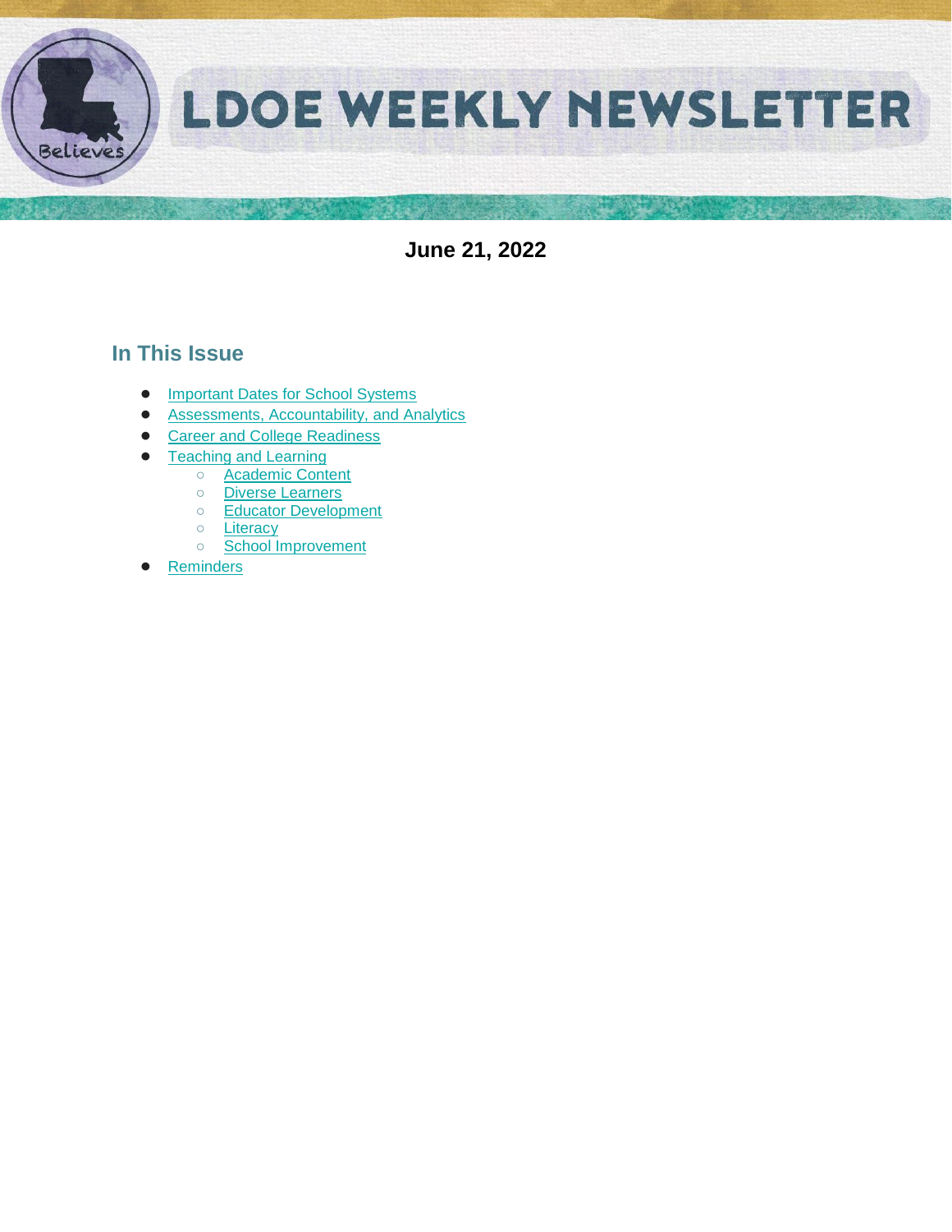# LDOE WEEKLY NEWSLETTER

**June 21, 2022**

## In This Issue

- Important Dates for School Systems
- Assessments, Accountability, and Analytics
- Career and College Readiness
- Teaching and Learning
  - Academic Content
  - Diverse Learners
  - Educator Development
  - Literacy
  - School Improvement
- Reminders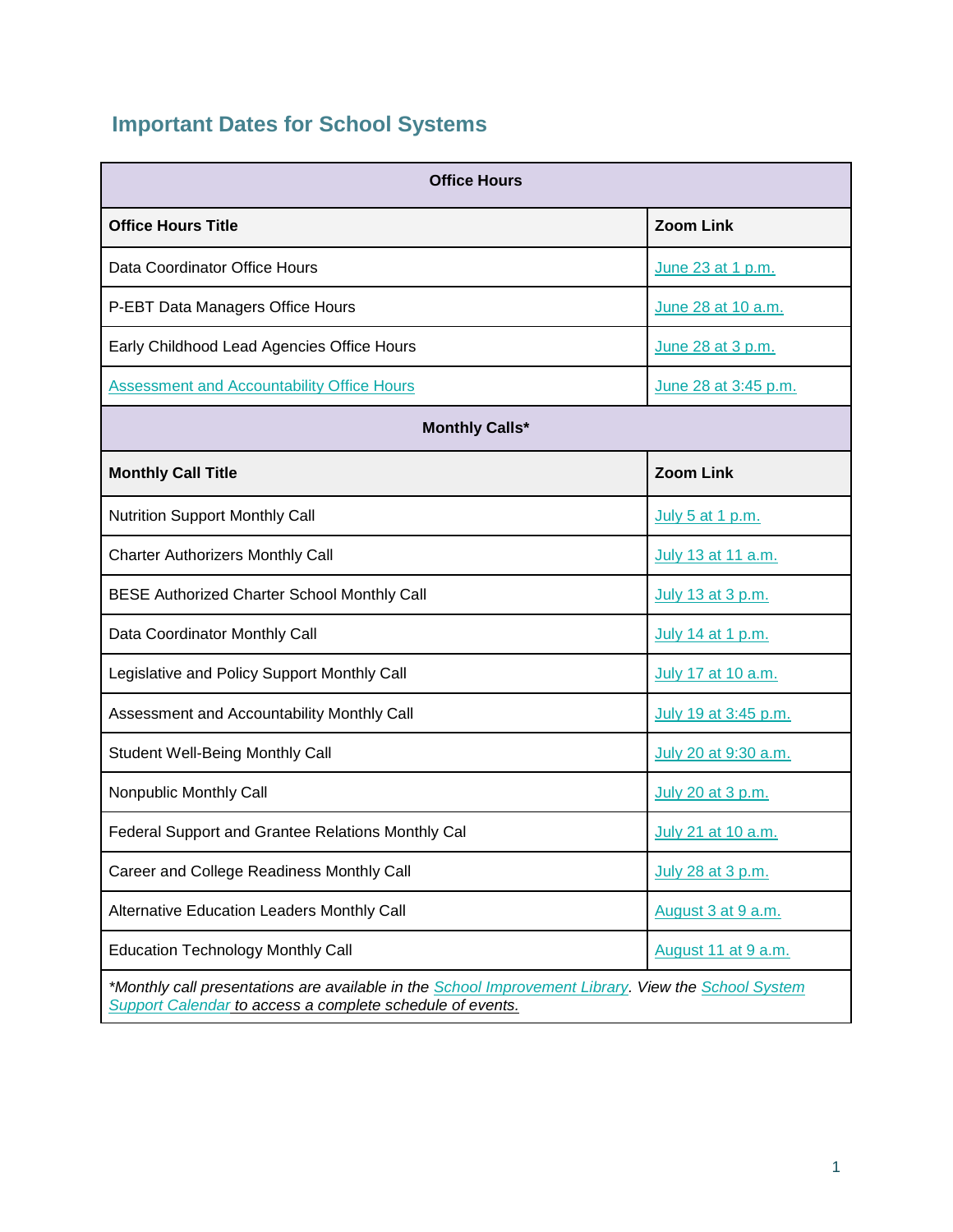## Important Dates for School Systems

| Office Hours | |
|---|---|
| **Office Hours Title** | **Zoom Link** |
| Data Coordinator Office Hours | June 23 at 1 p.m. |
| P-EBT Data Managers Office Hours | June 28 at 10 a.m. |
| Early Childhood Lead Agencies Office Hours | June 28 at 3 p.m. |
| Assessment and Accountability Office Hours | June 28 at 3:45 p.m. |
| **Monthly Calls*** | |
| **Monthly Call Title** | **Zoom Link** |
| Nutrition Support Monthly Call | July 5 at 1 p.m. |
| Charter Authorizers Monthly Call | July 13 at 11 a.m. |
| BESE Authorized Charter School Monthly Call | July 13 at 3 p.m. |
| Data Coordinator Monthly Call | July 14 at 1 p.m. |
| Legislative and Policy Support Monthly Call | July 17 at 10 a.m. |
| Assessment and Accountability Monthly Call | July 19 at 3:45 p.m. |
| Student Well-Being Monthly Call | July 20 at 9:30 a.m. |
| Nonpublic Monthly Call | July 20 at 3 p.m. |
| Federal Support and Grantee Relations Monthly Cal | July 21 at 10 a.m. |
| Career and College Readiness Monthly Call | July 28 at 3 p.m. |
| Alternative Education Leaders Monthly Call | August 3 at 9 a.m. |
| Education Technology Monthly Call | August 11 at 9 a.m. |

*\*Monthly call presentations are available in the School Improvement Library. View the School System Support Calendar to access a complete schedule of events.*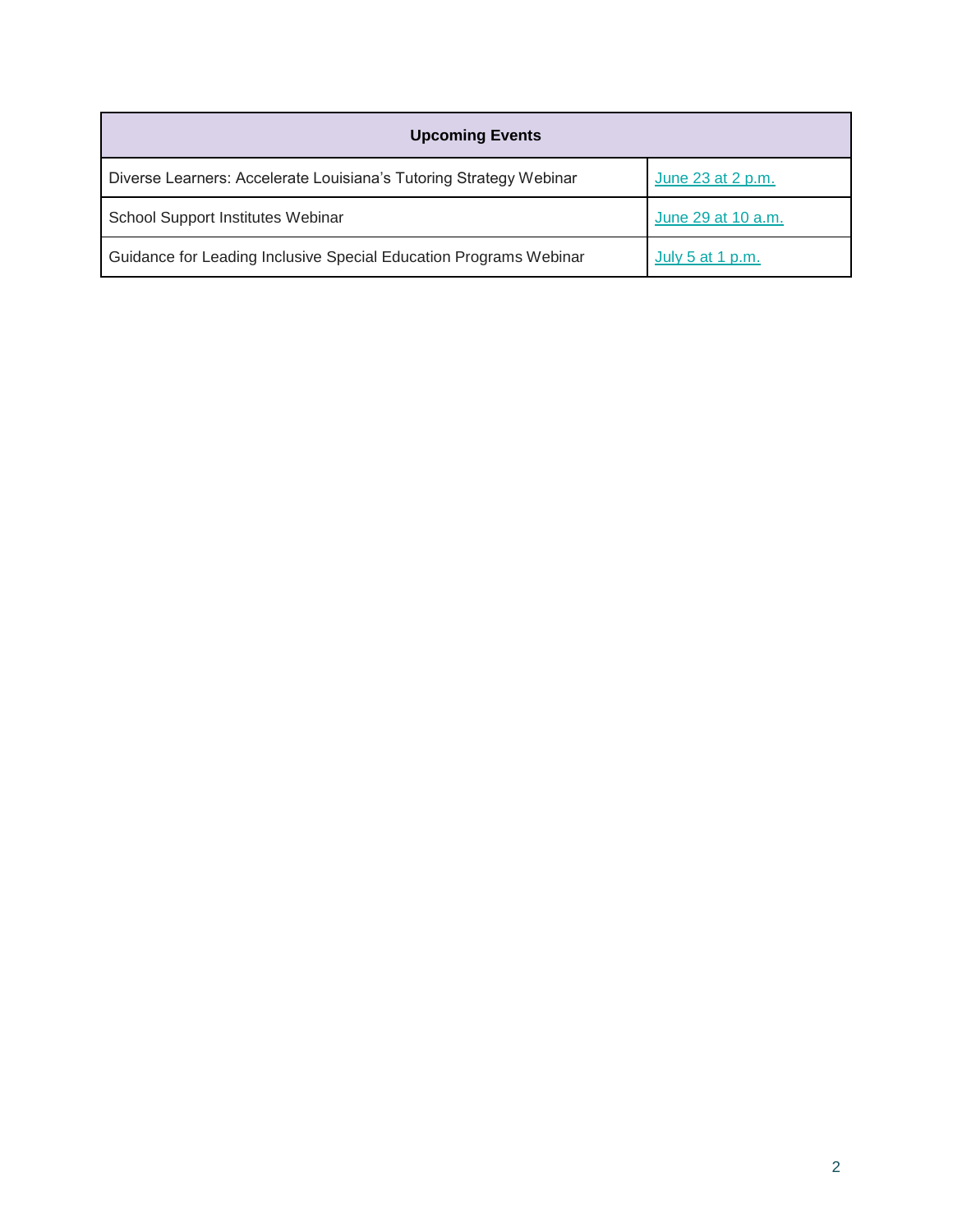| Upcoming Events | |
|---|---|
| Diverse Learners: Accelerate Louisiana's Tutoring Strategy Webinar | June 23 at 2 p.m. |
| School Support Institutes Webinar | June 29 at 10 a.m. |
| Guidance for Leading Inclusive Special Education Programs Webinar | July 5 at 1 p.m. |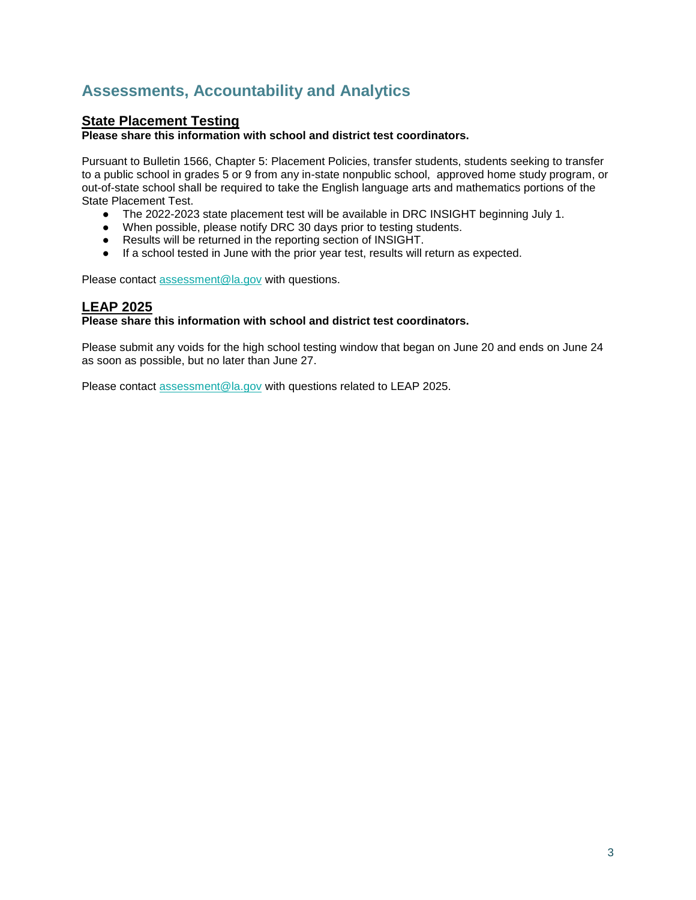# Assessments, Accountability and Analytics

## State Placement Testing

**Please share this information with school and district test coordinators.**

Pursuant to Bulletin 1566, Chapter 5: Placement Policies, transfer students, students seeking to transfer to a public school in grades 5 or 9 from any in-state nonpublic school, approved home study program, or out-of-state school shall be required to take the English language arts and mathematics portions of the State Placement Test.

- The 2022-2023 state placement test will be available in DRC INSIGHT beginning July 1.
- When possible, please notify DRC 30 days prior to testing students.
- Results will be returned in the reporting section of INSIGHT.
- If a school tested in June with the prior year test, results will return as expected.

Please contact [assessment@la.gov](mailto:assessment@la.gov) with questions.

## LEAP 2025

**Please share this information with school and district test coordinators.**

Please submit any voids for the high school testing window that began on June 20 and ends on June 24 as soon as possible, but no later than June 27.

Please contact [assessment@la.gov](mailto:assessment@la.gov) with questions related to LEAP 2025.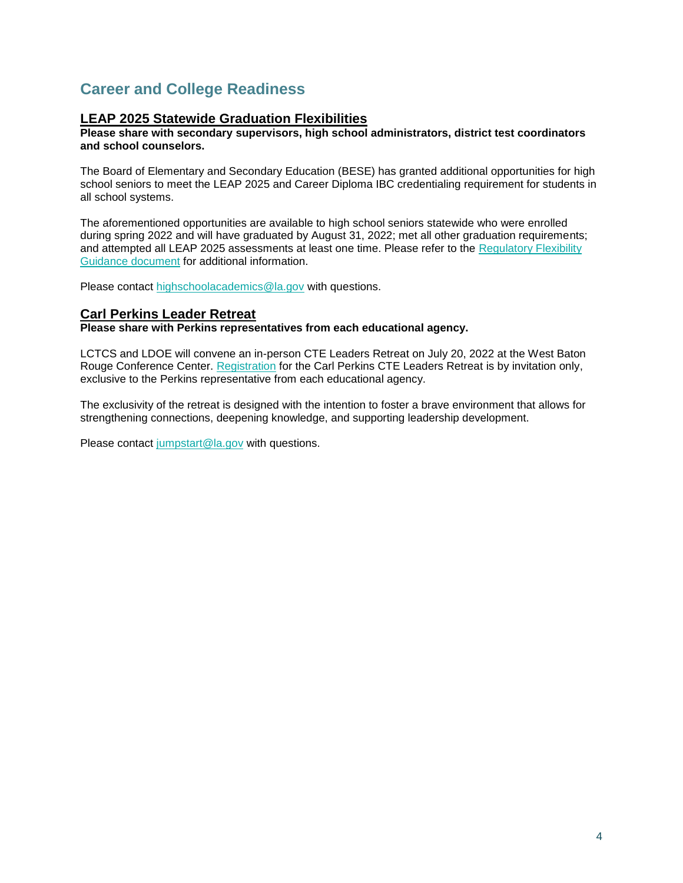## Career and College Readiness

### LEAP 2025 Statewide Graduation Flexibilities

**Please share with secondary supervisors, high school administrators, district test coordinators and school counselors.**

The Board of Elementary and Secondary Education (BESE) has granted additional opportunities for high school seniors to meet the LEAP 2025 and Career Diploma IBC credentialing requirement for students in all school systems.

The aforementioned opportunities are available to high school seniors statewide who were enrolled during spring 2022 and will have graduated by August 31, 2022; met all other graduation requirements; and attempted all LEAP 2025 assessments at least one time. Please refer to the Regulatory Flexibility Guidance document for additional information.

Please contact highschoolacademics@la.gov with questions.

### Carl Perkins Leader Retreat

**Please share with Perkins representatives from each educational agency.**

LCTCS and LDOE will convene an in-person CTE Leaders Retreat on July 20, 2022 at the West Baton Rouge Conference Center. Registration for the Carl Perkins CTE Leaders Retreat is by invitation only, exclusive to the Perkins representative from each educational agency.

The exclusivity of the retreat is designed with the intention to foster a brave environment that allows for strengthening connections, deepening knowledge, and supporting leadership development.

Please contact jumpstart@la.gov with questions.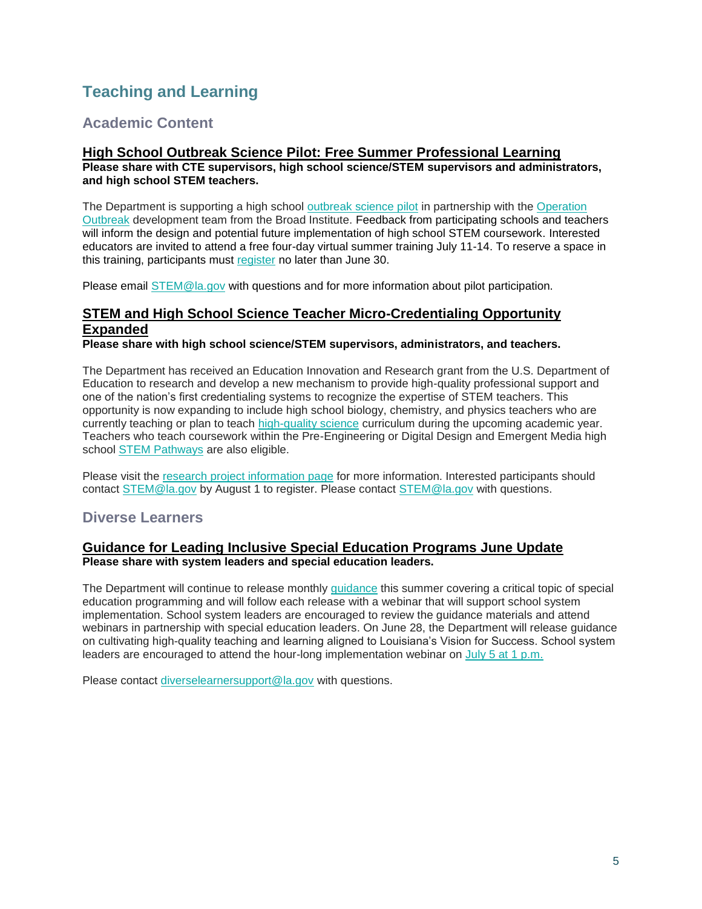# Teaching and Learning

## Academic Content

### High School Outbreak Science Pilot: Free Summer Professional Learning

**Please share with CTE supervisors, high school science/STEM supervisors and administrators, and high school STEM teachers.**

The Department is supporting a high school outbreak science pilot in partnership with the Operation Outbreak development team from the Broad Institute. Feedback from participating schools and teachers will inform the design and potential future implementation of high school STEM coursework. Interested educators are invited to attend a free four-day virtual summer training July 11-14. To reserve a space in this training, participants must register no later than June 30.

Please email STEM@la.gov with questions and for more information about pilot participation.

### STEM and High School Science Teacher Micro-Credentialing Opportunity Expanded

**Please share with high school science/STEM supervisors, administrators, and teachers.**

The Department has received an Education Innovation and Research grant from the U.S. Department of Education to research and develop a new mechanism to provide high-quality professional support and one of the nation's first credentialing systems to recognize the expertise of STEM teachers. This opportunity is now expanding to include high school biology, chemistry, and physics teachers who are currently teaching or plan to teach high-quality science curriculum during the upcoming academic year. Teachers who teach coursework within the Pre-Engineering or Digital Design and Emergent Media high school STEM Pathways are also eligible.

Please visit the research project information page for more information. Interested participants should contact STEM@la.gov by August 1 to register. Please contact STEM@la.gov with questions.

## Diverse Learners

### Guidance for Leading Inclusive Special Education Programs June Update

**Please share with system leaders and special education leaders.**

The Department will continue to release monthly guidance this summer covering a critical topic of special education programming and will follow each release with a webinar that will support school system implementation. School system leaders are encouraged to review the guidance materials and attend webinars in partnership with special education leaders. On June 28, the Department will release guidance on cultivating high-quality teaching and learning aligned to Louisiana's Vision for Success. School system leaders are encouraged to attend the hour-long implementation webinar on July 5 at 1 p.m.

Please contact diverselearnersupport@la.gov with questions.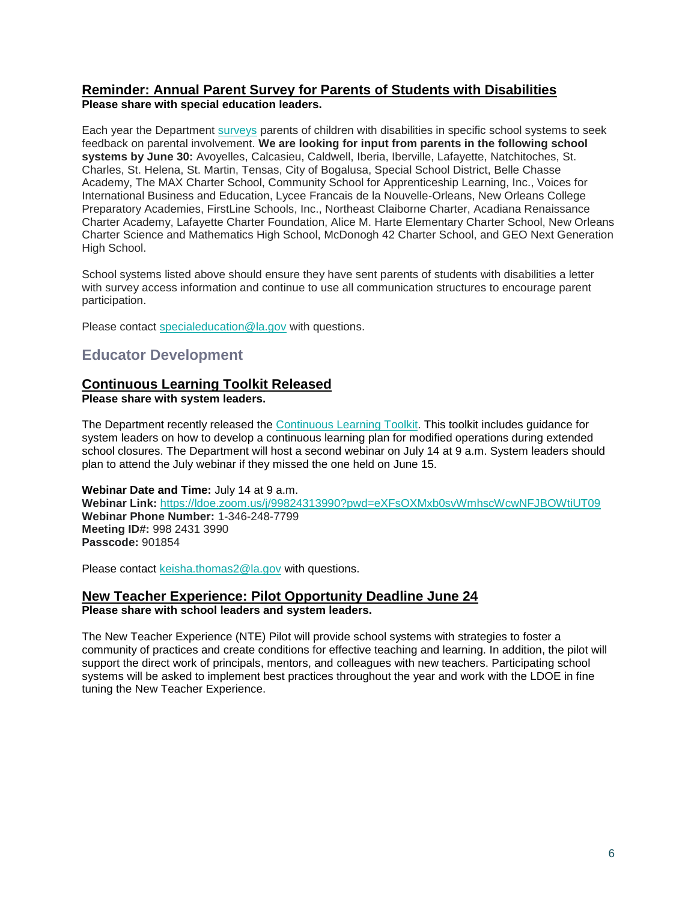### Reminder: Annual Parent Survey for Parents of Students with Disabilities

**Please share with special education leaders.**

Each year the Department surveys parents of children with disabilities in specific school systems to seek feedback on parental involvement. **We are looking for input from parents in the following school systems by June 30:** Avoyelles, Calcasieu, Caldwell, Iberia, Iberville, Lafayette, Natchitoches, St. Charles, St. Helena, St. Martin, Tensas, City of Bogalusa, Special School District, Belle Chasse Academy, The MAX Charter School, Community School for Apprenticeship Learning, Inc., Voices for International Business and Education, Lycee Francais de la Nouvelle-Orleans, New Orleans College Preparatory Academies, FirstLine Schools, Inc., Northeast Claiborne Charter, Acadiana Renaissance Charter Academy, Lafayette Charter Foundation, Alice M. Harte Elementary Charter School, New Orleans Charter Science and Mathematics High School, McDonogh 42 Charter School, and GEO Next Generation High School.

School systems listed above should ensure they have sent parents of students with disabilities a letter with survey access information and continue to use all communication structures to encourage parent participation.

Please contact specialeducation@la.gov with questions.

## Educator Development

### Continuous Learning Toolkit Released

**Please share with system leaders.**

The Department recently released the Continuous Learning Toolkit. This toolkit includes guidance for system leaders on how to develop a continuous learning plan for modified operations during extended school closures. The Department will host a second webinar on July 14 at 9 a.m. System leaders should plan to attend the July webinar if they missed the one held on June 15.

**Webinar Date and Time:** July 14 at 9 a.m.
**Webinar Link:** https://ldoe.zoom.us/j/99824313990?pwd=eXFsOXMxb0svWmhscWcwNFJBOWtiUT09
**Webinar Phone Number:** 1-346-248-7799
**Meeting ID#:** 998 2431 3990
**Passcode:** 901854

Please contact keisha.thomas2@la.gov with questions.

### New Teacher Experience: Pilot Opportunity Deadline June 24

**Please share with school leaders and system leaders.**

The New Teacher Experience (NTE) Pilot will provide school systems with strategies to foster a community of practices and create conditions for effective teaching and learning. In addition, the pilot will support the direct work of principals, mentors, and colleagues with new teachers. Participating school systems will be asked to implement best practices throughout the year and work with the LDOE in fine tuning the New Teacher Experience.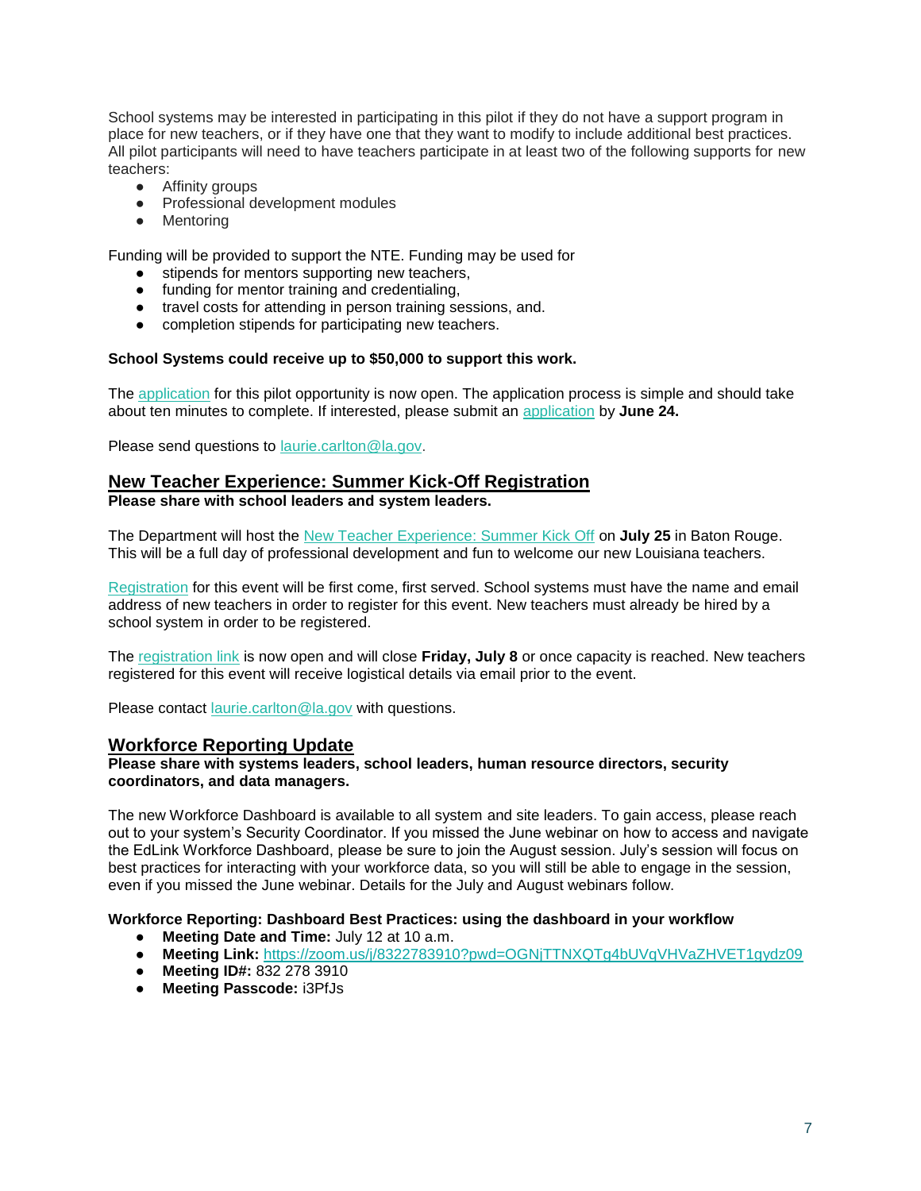School systems may be interested in participating in this pilot if they do not have a support program in place for new teachers, or if they have one that they want to modify to include additional best practices. All pilot participants will need to have teachers participate in at least two of the following supports for new teachers:

- Affinity groups
- Professional development modules
- Mentoring

Funding will be provided to support the NTE. Funding may be used for

- stipends for mentors supporting new teachers,
- funding for mentor training and credentialing,
- travel costs for attending in person training sessions, and.
- completion stipends for participating new teachers.

**School Systems could receive up to $50,000 to support this work.**

The application for this pilot opportunity is now open. The application process is simple and should take about ten minutes to complete. If interested, please submit an application by **June 24.**

Please send questions to laurie.carlton@la.gov.

## New Teacher Experience: Summer Kick-Off Registration

**Please share with school leaders and system leaders.**

The Department will host the New Teacher Experience: Summer Kick Off on **July 25** in Baton Rouge. This will be a full day of professional development and fun to welcome our new Louisiana teachers.

Registration for this event will be first come, first served. School systems must have the name and email address of new teachers in order to register for this event. New teachers must already be hired by a school system in order to be registered.

The registration link is now open and will close **Friday, July 8** or once capacity is reached. New teachers registered for this event will receive logistical details via email prior to the event.

Please contact laurie.carlton@la.gov with questions.

## Workforce Reporting Update

**Please share with systems leaders, school leaders, human resource directors, security coordinators, and data managers.**

The new Workforce Dashboard is available to all system and site leaders. To gain access, please reach out to your system's Security Coordinator. If you missed the June webinar on how to access and navigate the EdLink Workforce Dashboard, please be sure to join the August session. July's session will focus on best practices for interacting with your workforce data, so you will still be able to engage in the session, even if you missed the June webinar. Details for the July and August webinars follow.

**Workforce Reporting: Dashboard Best Practices: using the dashboard in your workflow**

- **Meeting Date and Time:** July 12 at 10 a.m.
- **Meeting Link:** https://zoom.us/j/8322783910?pwd=OGNjTTNXQTg4bUVqVHVaZHVET1gydz09
- **Meeting ID#:** 832 278 3910
- **Meeting Passcode:** i3PfJs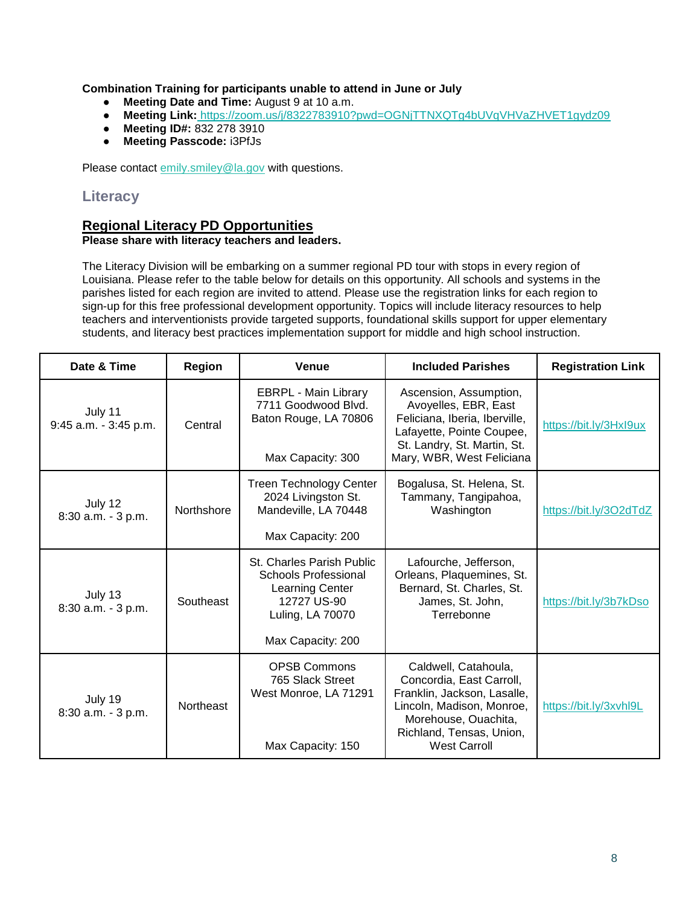**Combination Training for participants unable to attend in June or July**

- **Meeting Date and Time:** August 9 at 10 a.m.
- **Meeting Link:** https://zoom.us/j/8322783910?pwd=OGNjTTNXQTg4bUVqVHVaZHVET1gydz09
- **Meeting ID#:** 832 278 3910
- **Meeting Passcode:** i3PfJs

Please contact emily.smiley@la.gov with questions.

## Literacy

### Regional Literacy PD Opportunities

**Please share with literacy teachers and leaders.**

The Literacy Division will be embarking on a summer regional PD tour with stops in every region of Louisiana. Please refer to the table below for details on this opportunity. All schools and systems in the parishes listed for each region are invited to attend. Please use the registration links for each region to sign-up for this free professional development opportunity. Topics will include literacy resources to help teachers and interventionists provide targeted supports, foundational skills support for upper elementary students, and literacy best practices implementation support for middle and high school instruction.

| Date & Time | Region | Venue | Included Parishes | Registration Link |
|---|---|---|---|---|
| July 11<br>9:45 a.m. - 3:45 p.m. | Central | EBRPL - Main Library<br>7711 Goodwood Blvd.<br>Baton Rouge, LA 70806<br><br>Max Capacity: 300 | Ascension, Assumption, Avoyelles, EBR, East Feliciana, Iberia, Iberville, Lafayette, Pointe Coupee, St. Landry, St. Martin, St. Mary, WBR, West Feliciana | https://bit.ly/3HxI9ux |
| July 12<br>8:30 a.m. - 3 p.m. | Northshore | Treen Technology Center<br>2024 Livingston St.<br>Mandeville, LA 70448<br><br>Max Capacity: 200 | Bogalusa, St. Helena, St. Tammany, Tangipahoa, Washington | https://bit.ly/3O2dTdZ |
| July 13<br>8:30 a.m. - 3 p.m. | Southeast | St. Charles Parish Public Schools Professional Learning Center<br>12727 US-90<br>Luling, LA 70070<br><br>Max Capacity: 200 | Lafourche, Jefferson, Orleans, Plaquemines, St. Bernard, St. Charles, St. James, St. John, Terrebonne | https://bit.ly/3b7kDso |
| July 19<br>8:30 a.m. - 3 p.m. | Northeast | OPSB Commons<br>765 Slack Street<br>West Monroe, LA 71291<br><br>Max Capacity: 150 | Caldwell, Catahoula, Concordia, East Carroll, Franklin, Jackson, Lasalle, Lincoln, Madison, Monroe, Morehouse, Ouachita, Richland, Tensas, Union, West Carroll | https://bit.ly/3xvhl9L |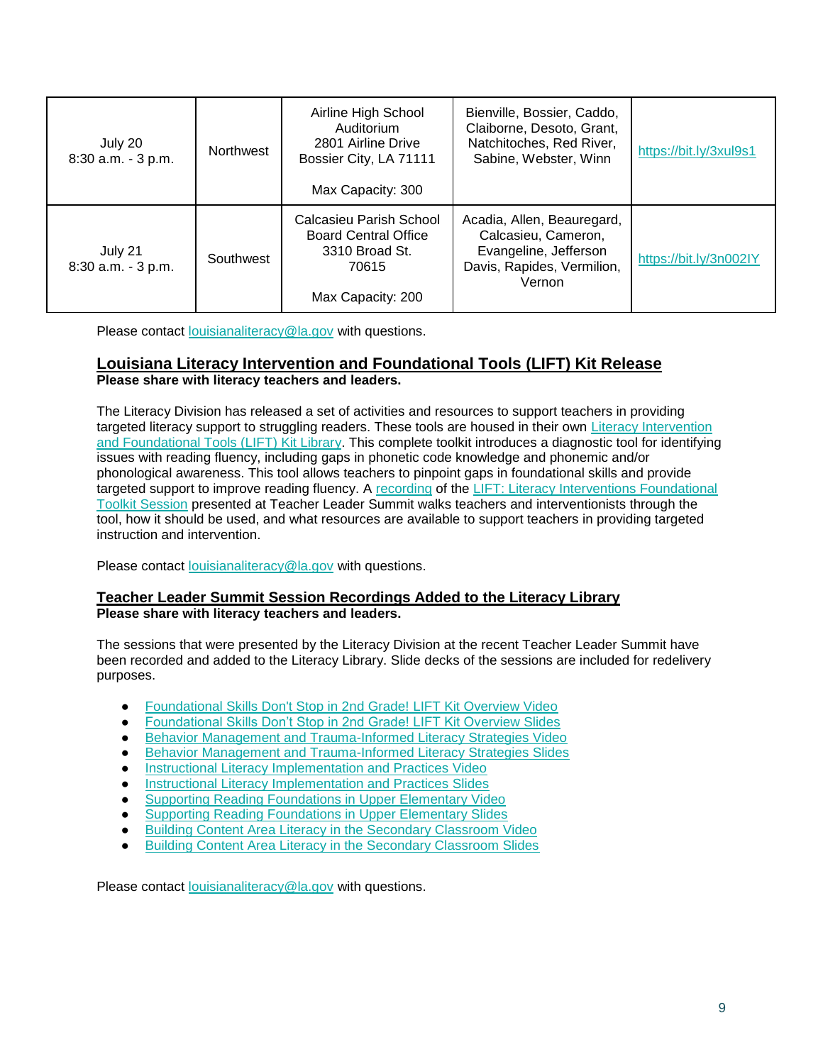| | | | | |
|---|---|---|---|---|
| July 20<br>8:30 a.m. - 3 p.m. | Northwest | Airline High School Auditorium<br>2801 Airline Drive<br>Bossier City, LA 71111<br><br>Max Capacity: 300 | Bienville, Bossier, Caddo, Claiborne, Desoto, Grant, Natchitoches, Red River, Sabine, Webster, Winn | https://bit.ly/3xul9s1 |
| July 21<br>8:30 a.m. - 3 p.m. | Southwest | Calcasieu Parish School Board Central Office<br>3310 Broad St.<br>70615<br><br>Max Capacity: 200 | Acadia, Allen, Beauregard, Calcasieu, Cameron, Evangeline, Jefferson Davis, Rapides, Vermilion, Vernon | https://bit.ly/3n002IY |

Please contact louisianaliteracy@la.gov with questions.

## Louisiana Literacy Intervention and Foundational Tools (LIFT) Kit Release

**Please share with literacy teachers and leaders.**

The Literacy Division has released a set of activities and resources to support teachers in providing targeted literacy support to struggling readers. These tools are housed in their own Literacy Intervention and Foundational Tools (LIFT) Kit Library. This complete toolkit introduces a diagnostic tool for identifying issues with reading fluency, including gaps in phonetic code knowledge and phonemic and/or phonological awareness. This tool allows teachers to pinpoint gaps in foundational skills and provide targeted support to improve reading fluency. A recording of the LIFT: Literacy Interventions Foundational Toolkit Session presented at Teacher Leader Summit walks teachers and interventionists through the tool, how it should be used, and what resources are available to support teachers in providing targeted instruction and intervention.

Please contact louisianaliteracy@la.gov with questions.

## Teacher Leader Summit Session Recordings Added to the Literacy Library

**Please share with literacy teachers and leaders.**

The sessions that were presented by the Literacy Division at the recent Teacher Leader Summit have been recorded and added to the Literacy Library. Slide decks of the sessions are included for redelivery purposes.

- Foundational Skills Don't Stop in 2nd Grade! LIFT Kit Overview Video
- Foundational Skills Don't Stop in 2nd Grade! LIFT Kit Overview Slides
- Behavior Management and Trauma-Informed Literacy Strategies Video
- Behavior Management and Trauma-Informed Literacy Strategies Slides
- Instructional Literacy Implementation and Practices Video
- Instructional Literacy Implementation and Practices Slides
- Supporting Reading Foundations in Upper Elementary Video
- Supporting Reading Foundations in Upper Elementary Slides
- Building Content Area Literacy in the Secondary Classroom Video
- Building Content Area Literacy in the Secondary Classroom Slides

Please contact louisianaliteracy@la.gov with questions.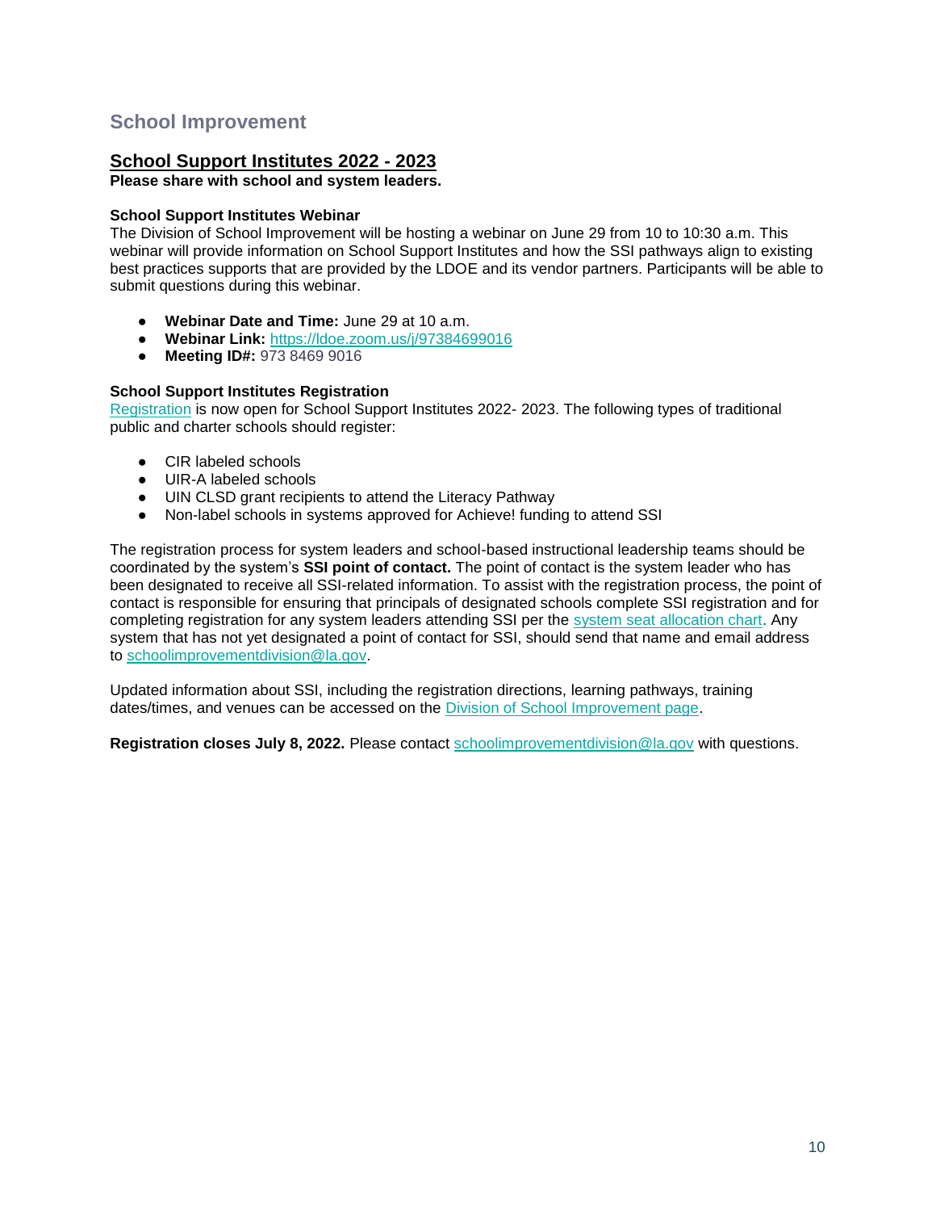## School Improvement

### School Support Institutes 2022 - 2023

**Please share with school and system leaders.**

**School Support Institutes Webinar**

The Division of School Improvement will be hosting a webinar on June 29 from 10 to 10:30 a.m. This webinar will provide information on School Support Institutes and how the SSI pathways align to existing best practices supports that are provided by the LDOE and its vendor partners. Participants will be able to submit questions during this webinar.

- **Webinar Date and Time:** June 29 at 10 a.m.
- **Webinar Link:** [https://ldoe.zoom.us/j/97384699016](https://ldoe.zoom.us/j/97384699016)
- **Meeting ID#:** 973 8469 9016

**School Support Institutes Registration**

Registration is now open for School Support Institutes 2022- 2023. The following types of traditional public and charter schools should register:

- CIR labeled schools
- UIR-A labeled schools
- UIN CLSD grant recipients to attend the Literacy Pathway
- Non-label schools in systems approved for Achieve! funding to attend SSI

The registration process for system leaders and school-based instructional leadership teams should be coordinated by the system's **SSI point of contact.** The point of contact is the system leader who has been designated to receive all SSI-related information. To assist with the registration process, the point of contact is responsible for ensuring that principals of designated schools complete SSI registration and for completing registration for any system leaders attending SSI per the system seat allocation chart. Any system that has not yet designated a point of contact for SSI, should send that name and email address to schoolimprovementdivision@la.gov.

Updated information about SSI, including the registration directions, learning pathways, training dates/times, and venues can be accessed on the Division of School Improvement page.

**Registration closes July 8, 2022.** Please contact schoolimprovementdivision@la.gov with questions.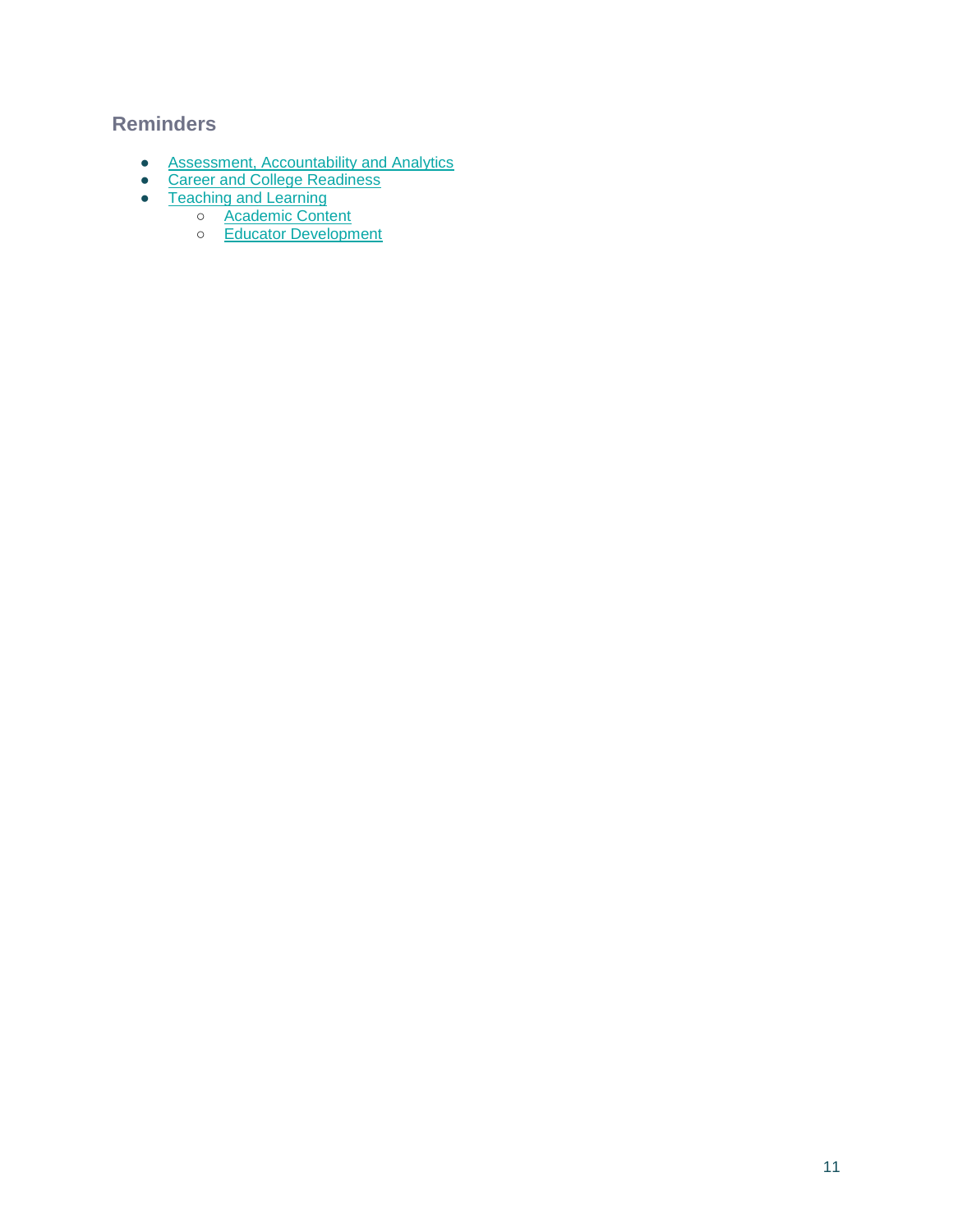## Reminders

- Assessment, Accountability and Analytics
- Career and College Readiness
- Teaching and Learning
  - Academic Content
  - Educator Development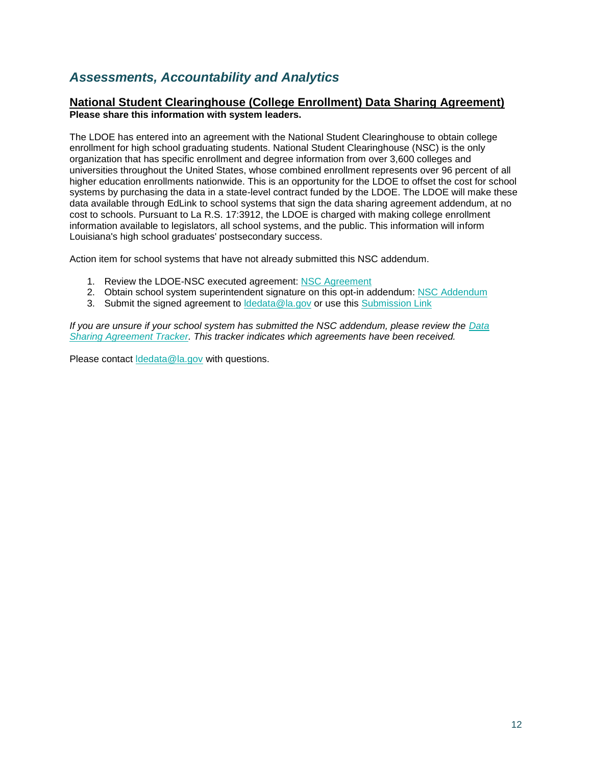## *Assessments, Accountability and Analytics*

### National Student Clearinghouse (College Enrollment) Data Sharing Agreement)

**Please share this information with system leaders.**

The LDOE has entered into an agreement with the National Student Clearinghouse to obtain college enrollment for high school graduating students. National Student Clearinghouse (NSC) is the only organization that has specific enrollment and degree information from over 3,600 colleges and universities throughout the United States, whose combined enrollment represents over 96 percent of all higher education enrollments nationwide. This is an opportunity for the LDOE to offset the cost for school systems by purchasing the data in a state-level contract funded by the LDOE. The LDOE will make these data available through EdLink to school systems that sign the data sharing agreement addendum, at no cost to schools. Pursuant to La R.S. 17:3912, the LDOE is charged with making college enrollment information available to legislators, all school systems, and the public. This information will inform Louisiana's high school graduates' postsecondary success.

Action item for school systems that have not already submitted this NSC addendum.

1. Review the LDOE-NSC executed agreement: NSC Agreement
2. Obtain school system superintendent signature on this opt-in addendum: NSC Addendum
3. Submit the signed agreement to ldedata@la.gov or use this Submission Link

*If you are unsure if your school system has submitted the NSC addendum, please review the Data Sharing Agreement Tracker. This tracker indicates which agreements have been received.*

Please contact ldedata@la.gov with questions.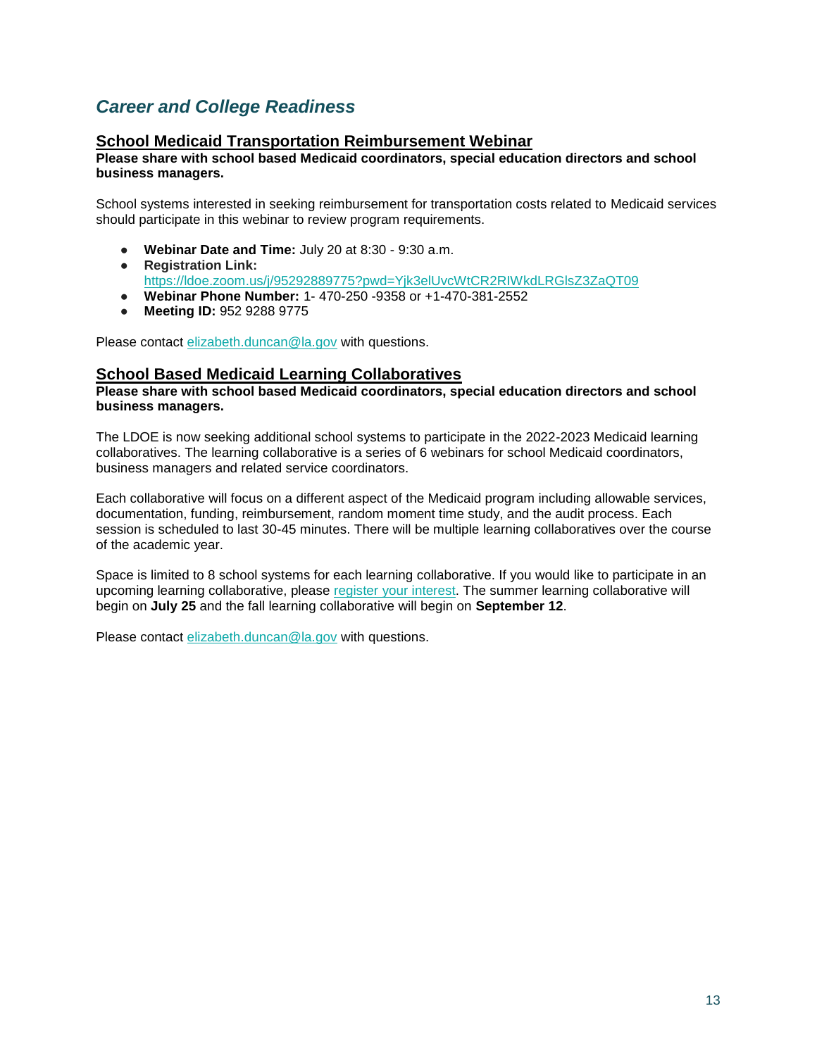## *Career and College Readiness*

### School Medicaid Transportation Reimbursement Webinar

**Please share with school based Medicaid coordinators, special education directors and school business managers.**

School systems interested in seeking reimbursement for transportation costs related to Medicaid services should participate in this webinar to review program requirements.

- **Webinar Date and Time:** July 20 at 8:30 - 9:30 a.m.
- **Registration Link:** https://ldoe.zoom.us/j/95292889775?pwd=Yjk3elUvcWtCR2RIWkdLRGlsZ3ZaQT09
- **Webinar Phone Number:** 1- 470-250 -9358 or +1-470-381-2552
- **Meeting ID:** 952 9288 9775

Please contact elizabeth.duncan@la.gov with questions.

### School Based Medicaid Learning Collaboratives

**Please share with school based Medicaid coordinators, special education directors and school business managers.**

The LDOE is now seeking additional school systems to participate in the 2022-2023 Medicaid learning collaboratives. The learning collaborative is a series of 6 webinars for school Medicaid coordinators, business managers and related service coordinators.

Each collaborative will focus on a different aspect of the Medicaid program including allowable services, documentation, funding, reimbursement, random moment time study, and the audit process. Each session is scheduled to last 30-45 minutes. There will be multiple learning collaboratives over the course of the academic year.

Space is limited to 8 school systems for each learning collaborative. If you would like to participate in an upcoming learning collaborative, please register your interest. The summer learning collaborative will begin on **July 25** and the fall learning collaborative will begin on **September 12**.

Please contact elizabeth.duncan@la.gov with questions.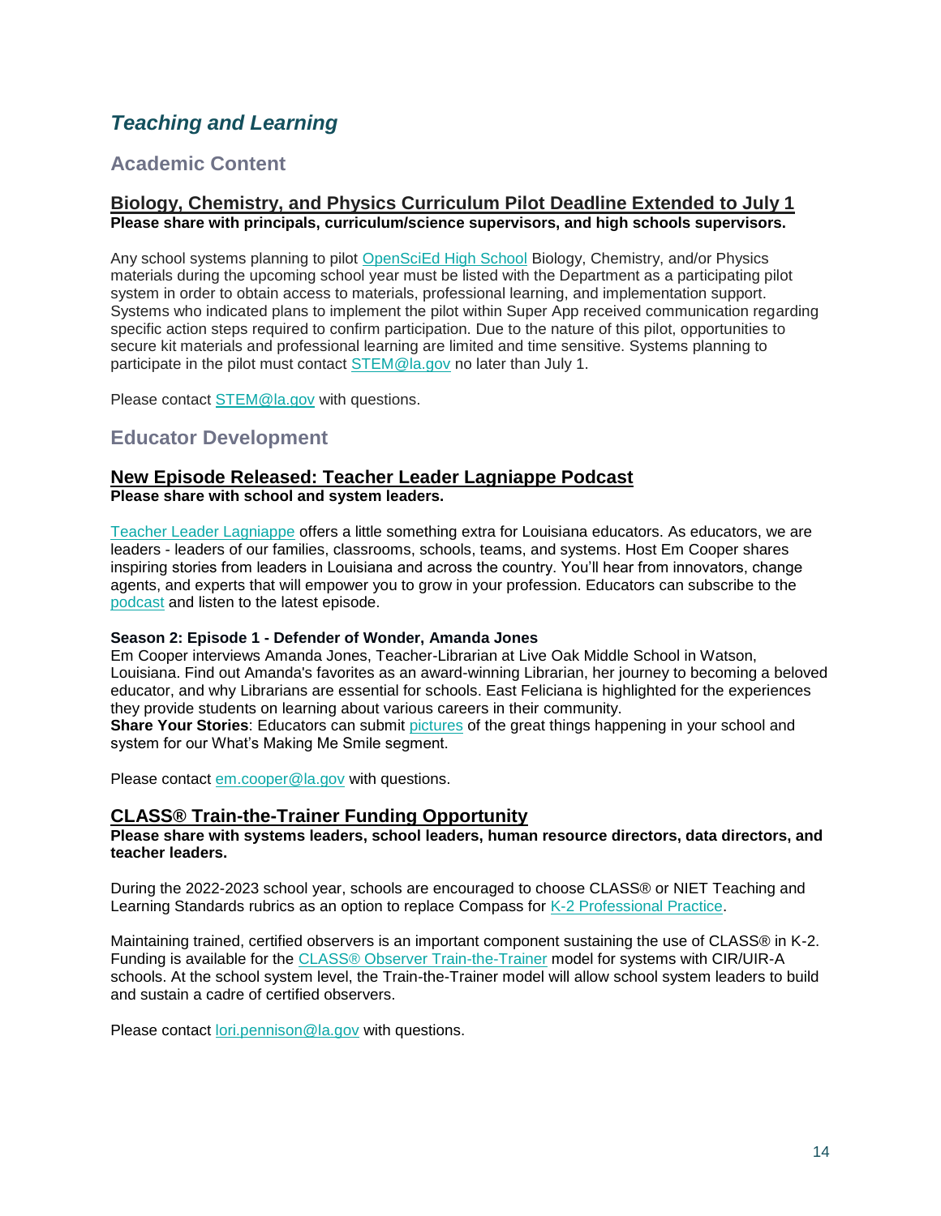# *Teaching and Learning*

## Academic Content

### Biology, Chemistry, and Physics Curriculum Pilot Deadline Extended to July 1

**Please share with principals, curriculum/science supervisors, and high schools supervisors.**

Any school systems planning to pilot OpenSciEd High School Biology, Chemistry, and/or Physics materials during the upcoming school year must be listed with the Department as a participating pilot system in order to obtain access to materials, professional learning, and implementation support. Systems who indicated plans to implement the pilot within Super App received communication regarding specific action steps required to confirm participation. Due to the nature of this pilot, opportunities to secure kit materials and professional learning are limited and time sensitive. Systems planning to participate in the pilot must contact STEM@la.gov no later than July 1.

Please contact STEM@la.gov with questions.

## Educator Development

### New Episode Released: Teacher Leader Lagniappe Podcast

**Please share with school and system leaders.**

Teacher Leader Lagniappe offers a little something extra for Louisiana educators. As educators, we are leaders - leaders of our families, classrooms, schools, teams, and systems. Host Em Cooper shares inspiring stories from leaders in Louisiana and across the country. You'll hear from innovators, change agents, and experts that will empower you to grow in your profession. Educators can subscribe to the podcast and listen to the latest episode.

**Season 2: Episode 1 - Defender of Wonder, Amanda Jones**

Em Cooper interviews Amanda Jones, Teacher-Librarian at Live Oak Middle School in Watson, Louisiana. Find out Amanda's favorites as an award-winning Librarian, her journey to becoming a beloved educator, and why Librarians are essential for schools. East Feliciana is highlighted for the experiences they provide students on learning about various careers in their community.

**Share Your Stories**: Educators can submit pictures of the great things happening in your school and system for our What's Making Me Smile segment.

Please contact em.cooper@la.gov with questions.

### CLASS® Train-the-Trainer Funding Opportunity

**Please share with systems leaders, school leaders, human resource directors, data directors, and teacher leaders.**

During the 2022-2023 school year, schools are encouraged to choose CLASS® or NIET Teaching and Learning Standards rubrics as an option to replace Compass for K-2 Professional Practice.

Maintaining trained, certified observers is an important component sustaining the use of CLASS® in K-2. Funding is available for the CLASS® Observer Train-the-Trainer model for systems with CIR/UIR-A schools. At the school system level, the Train-the-Trainer model will allow school system leaders to build and sustain a cadre of certified observers.

Please contact lori.pennison@la.gov with questions.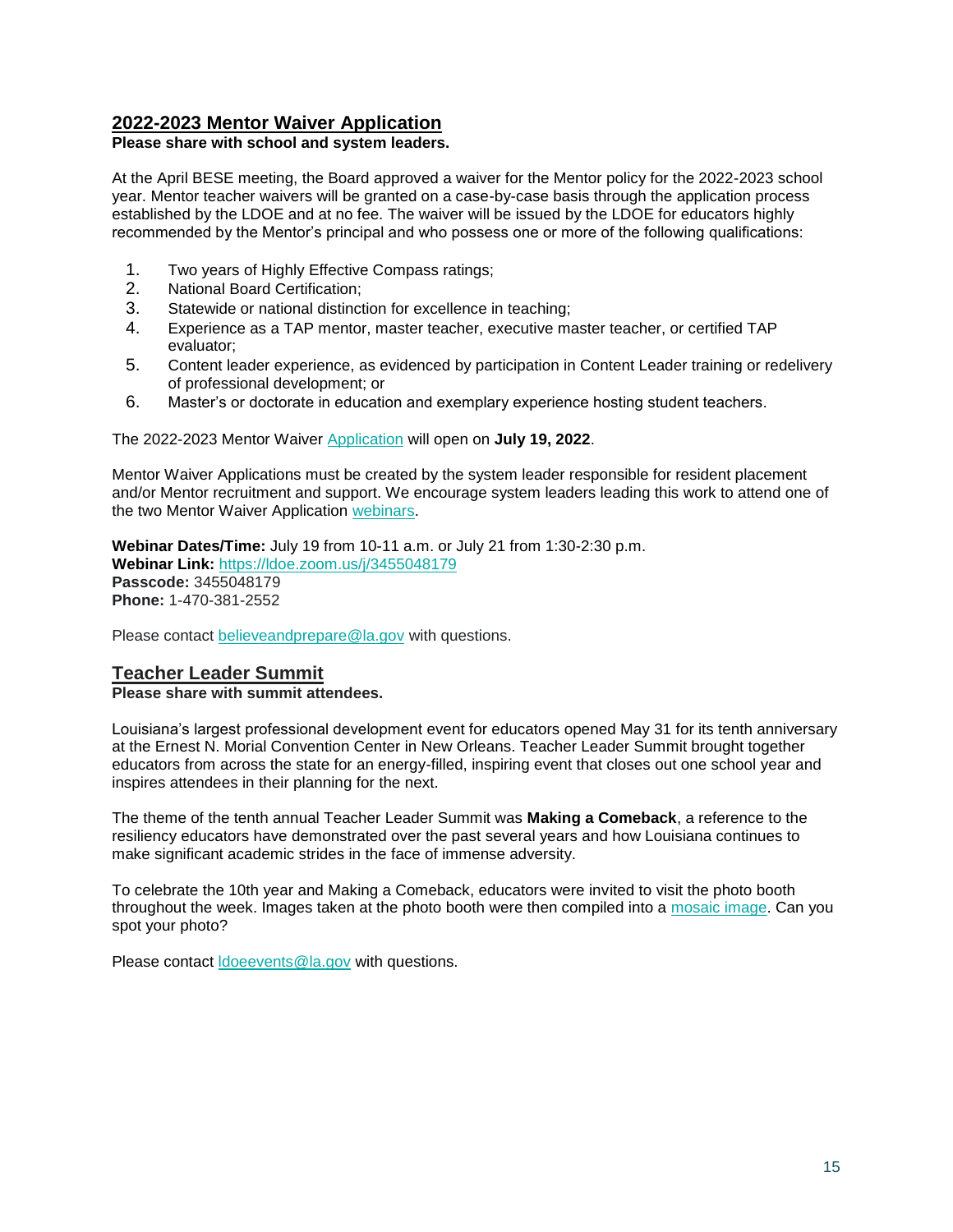## 2022-2023 Mentor Waiver Application

**Please share with school and system leaders.**

At the April BESE meeting, the Board approved a waiver for the Mentor policy for the 2022-2023 school year. Mentor teacher waivers will be granted on a case-by-case basis through the application process established by the LDOE and at no fee. The waiver will be issued by the LDOE for educators highly recommended by the Mentor's principal and who possess one or more of the following qualifications:

1. Two years of Highly Effective Compass ratings;
2. National Board Certification;
3. Statewide or national distinction for excellence in teaching;
4. Experience as a TAP mentor, master teacher, executive master teacher, or certified TAP evaluator;
5. Content leader experience, as evidenced by participation in Content Leader training or redelivery of professional development; or
6. Master's or doctorate in education and exemplary experience hosting student teachers.

The 2022-2023 Mentor Waiver Application will open on **July 19, 2022**.

Mentor Waiver Applications must be created by the system leader responsible for resident placement and/or Mentor recruitment and support. We encourage system leaders leading this work to attend one of the two Mentor Waiver Application webinars.

**Webinar Dates/Time:** July 19 from 10-11 a.m. or July 21 from 1:30-2:30 p.m.
**Webinar Link:** https://ldoe.zoom.us/j/3455048179
**Passcode:** 3455048179
**Phone:** 1-470-381-2552

Please contact believeandprepare@la.gov with questions.

## Teacher Leader Summit

**Please share with summit attendees.**

Louisiana's largest professional development event for educators opened May 31 for its tenth anniversary at the Ernest N. Morial Convention Center in New Orleans. Teacher Leader Summit brought together educators from across the state for an energy-filled, inspiring event that closes out one school year and inspires attendees in their planning for the next.

The theme of the tenth annual Teacher Leader Summit was **Making a Comeback**, a reference to the resiliency educators have demonstrated over the past several years and how Louisiana continues to make significant academic strides in the face of immense adversity.

To celebrate the 10th year and Making a Comeback, educators were invited to visit the photo booth throughout the week. Images taken at the photo booth were then compiled into a mosaic image. Can you spot your photo?

Please contact ldoeevents@la.gov with questions.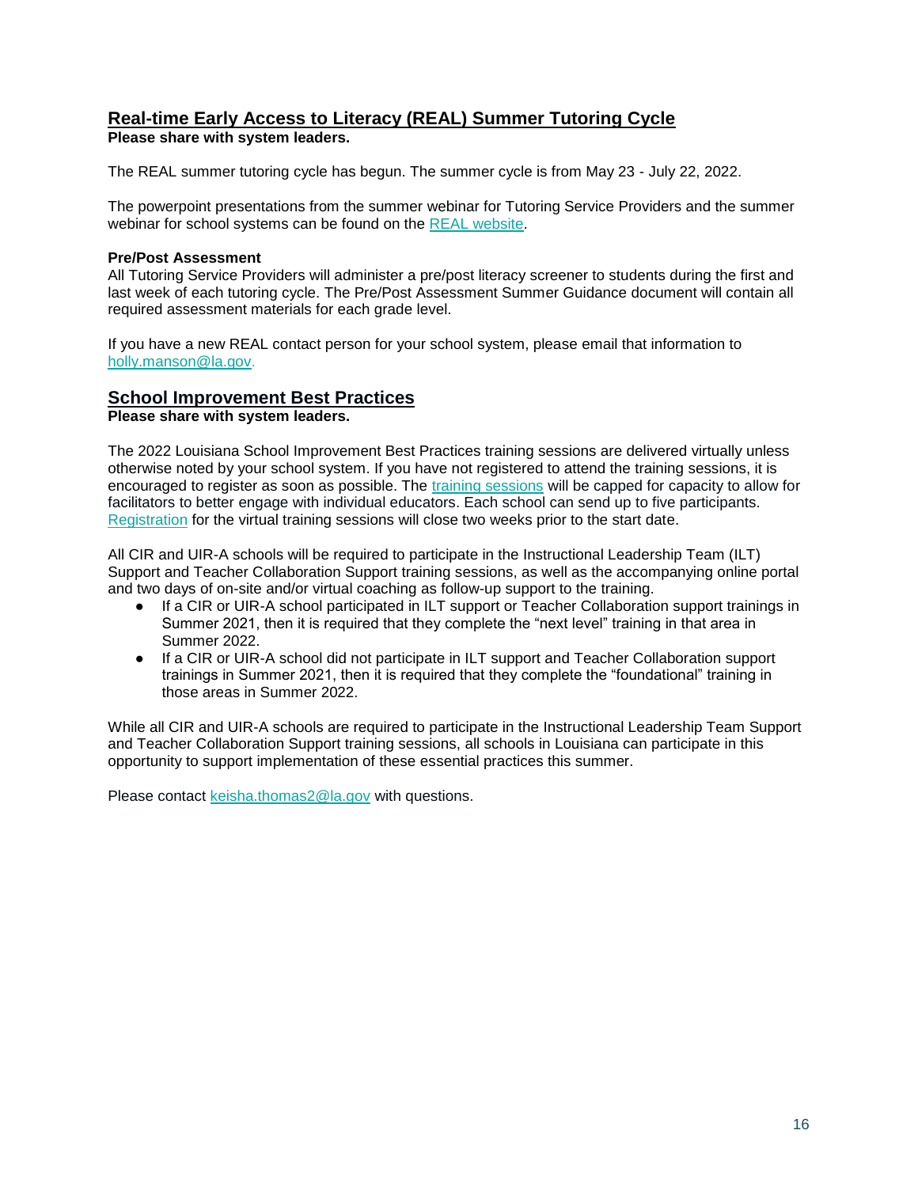## Real-time Early Access to Literacy (REAL) Summer Tutoring Cycle

**Please share with system leaders.**

The REAL summer tutoring cycle has begun. The summer cycle is from May 23 - July 22, 2022.

The powerpoint presentations from the summer webinar for Tutoring Service Providers and the summer webinar for school systems can be found on the REAL website.

**Pre/Post Assessment**

All Tutoring Service Providers will administer a pre/post literacy screener to students during the first and last week of each tutoring cycle. The Pre/Post Assessment Summer Guidance document will contain all required assessment materials for each grade level.

If you have a new REAL contact person for your school system, please email that information to holly.manson@la.gov.

## School Improvement Best Practices

**Please share with system leaders.**

The 2022 Louisiana School Improvement Best Practices training sessions are delivered virtually unless otherwise noted by your school system. If you have not registered to attend the training sessions, it is encouraged to register as soon as possible. The training sessions will be capped for capacity to allow for facilitators to better engage with individual educators. Each school can send up to five participants. Registration for the virtual training sessions will close two weeks prior to the start date.

All CIR and UIR-A schools will be required to participate in the Instructional Leadership Team (ILT) Support and Teacher Collaboration Support training sessions, as well as the accompanying online portal and two days of on-site and/or virtual coaching as follow-up support to the training.

- If a CIR or UIR-A school participated in ILT support or Teacher Collaboration support trainings in Summer 2021, then it is required that they complete the "next level" training in that area in Summer 2022.
- If a CIR or UIR-A school did not participate in ILT support and Teacher Collaboration support trainings in Summer 2021, then it is required that they complete the "foundational" training in those areas in Summer 2022.

While all CIR and UIR-A schools are required to participate in the Instructional Leadership Team Support and Teacher Collaboration Support training sessions, all schools in Louisiana can participate in this opportunity to support implementation of these essential practices this summer.

Please contact keisha.thomas2@la.gov with questions.